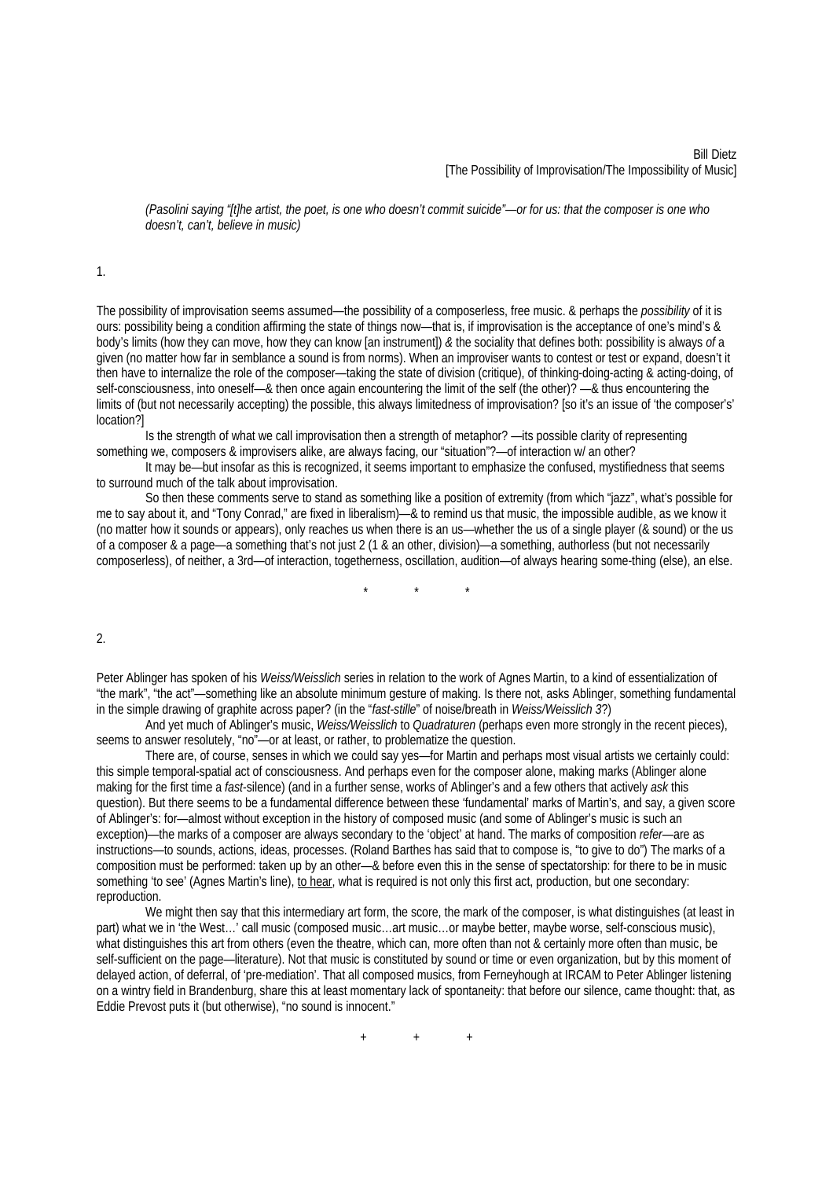Bill Dietz
[The Possibility of Improvisation/The Impossibility of Music]

*(Pasolini saying "[t]he artist, the poet, is one who doesn't commit suicide"—or for us: that the composer is one who doesn't, can't, believe in music)*

1.

The possibility of improvisation seems assumed—the possibility of a composerless, free music. & perhaps the *possibility* of it is ours: possibility being a condition affirming the state of things now—that is, if improvisation is the acceptance of one's mind's & body's limits (how they can move, how they can know [an instrument]) *&* the sociality that defines both: possibility is always *of* a given (no matter how far in semblance a sound is from norms). When an improviser wants to contest or test or expand, doesn't it then have to internalize the role of the composer—taking the state of division (critique), of thinking-doing-acting & acting-doing, of self-consciousness, into oneself—& then once again encountering the limit of the self (the other)? —& thus encountering the limits of (but not necessarily accepting) the possible, this always limitedness of improvisation? [so it's an issue of 'the composer's' location?]

Is the strength of what we call improvisation then a strength of metaphor? —its possible clarity of representing something we, composers & improvisers alike, are always facing, our "situation"?—of interaction w/ an other?

It may be—but insofar as this is recognized, it seems important to emphasize the confused, mystifiedness that seems to surround much of the talk about improvisation.

So then these comments serve to stand as something like a position of extremity (from which "jazz", what's possible for me to say about it, and "Tony Conrad," are fixed in liberalism)—& to remind us that music, the impossible audible, as we know it (no matter how it sounds or appears), only reaches us when there is an us—whether the us of a single player (& sound) or the us of a composer & a page—a something that's not just 2 (1 & an other, division)—a something, authorless (but not necessarily composerless), of neither, a 3rd—of interaction, togetherness, oscillation, audition—of always hearing some-thing (else), an else.

\* \* \*

2.

Peter Ablinger has spoken of his *Weiss/Weisslich* series in relation to the work of Agnes Martin, to a kind of essentialization of "the mark", "the act"—something like an absolute minimum gesture of making. Is there not, asks Ablinger, something fundamental in the simple drawing of graphite across paper? (in the "*fast-stille*" of noise/breath in *Weiss/Weisslich 3*?)

And yet much of Ablinger's music, *Weiss/Weisslich* to *Quadraturen* (perhaps even more strongly in the recent pieces), seems to answer resolutely, "no"—or at least, or rather, to problematize the question.

There are, of course, senses in which we could say yes—for Martin and perhaps most visual artists we certainly could: this simple temporal-spatial act of consciousness. And perhaps even for the composer alone, making marks (Ablinger alone making for the first time a *fast*-silence) (and in a further sense, works of Ablinger's and a few others that actively *ask* this question). But there seems to be a fundamental difference between these 'fundamental' marks of Martin's, and say, a given score of Ablinger's: for—almost without exception in the history of composed music (and some of Ablinger's music is such an exception)—the marks of a composer are always secondary to the 'object' at hand. The marks of composition *refer*—are as instructions—to sounds, actions, ideas, processes. (Roland Barthes has said that to compose is, "to give to do") The marks of a composition must be performed: taken up by an other—& before even this in the sense of spectatorship: for there to be in music something 'to see' (Agnes Martin's line), <u>to hear</u>, what is required is not only this first act, production, but one secondary: reproduction.

We might then say that this intermediary art form, the score, the mark of the composer, is what distinguishes (at least in part) what we in 'the West…' call music (composed music…art music…or maybe better, maybe worse, self-conscious music), what distinguishes this art from others (even the theatre, which can, more often than not & certainly more often than music, be self-sufficient on the page—literature). Not that music is constituted by sound or time or even organization, but by this moment of delayed action, of deferral, of 'pre-mediation'. That all composed musics, from Ferneyhough at IRCAM to Peter Ablinger listening on a wintry field in Brandenburg, share this at least momentary lack of spontaneity: that before our silence, came thought: that, as Eddie Prevost puts it (but otherwise), "no sound is innocent."

\+ \+ \+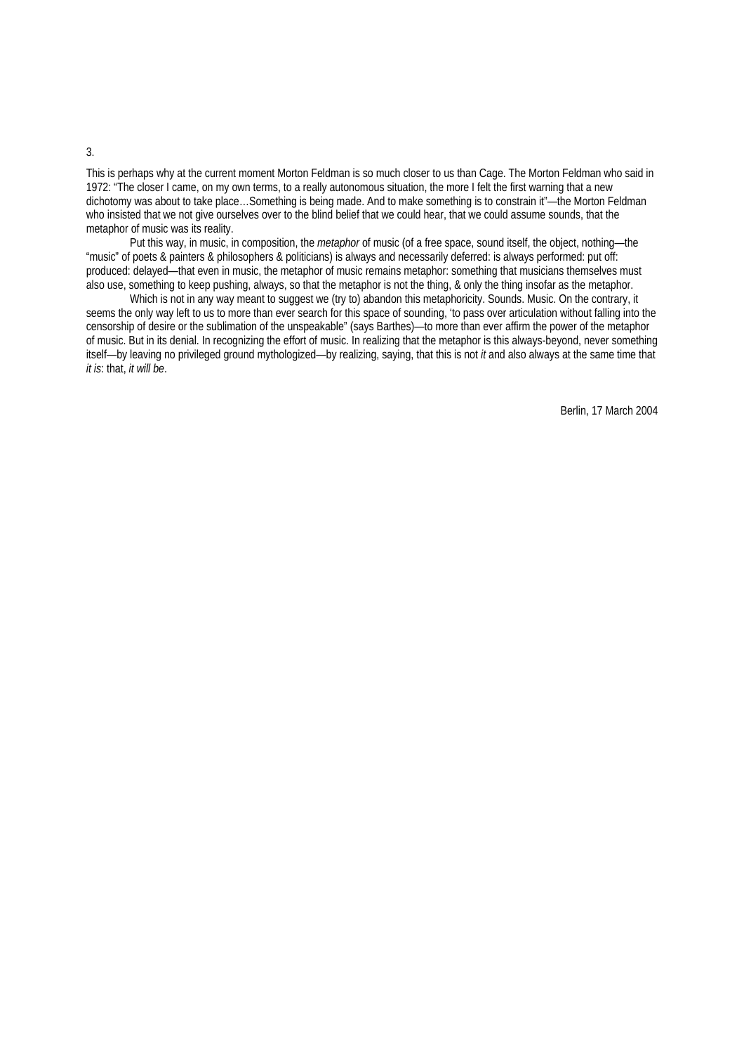3.

This is perhaps why at the current moment Morton Feldman is so much closer to us than Cage. The Morton Feldman who said in 1972: "The closer I came, on my own terms, to a really autonomous situation, the more I felt the first warning that a new dichotomy was about to take place…Something is being made. And to make something is to constrain it"—the Morton Feldman who insisted that we not give ourselves over to the blind belief that we could hear, that we could assume sounds, that the metaphor of music was its reality.

Put this way, in music, in composition, the *metaphor* of music (of a free space, sound itself, the object, nothing—the "music" of poets & painters & philosophers & politicians) is always and necessarily deferred: is always performed: put off: produced: delayed—that even in music, the metaphor of music remains metaphor: something that musicians themselves must also use, something to keep pushing, always, so that the metaphor is not the thing, & only the thing insofar as the metaphor.

Which is not in any way meant to suggest we (try to) abandon this metaphoricity. Sounds. Music. On the contrary, it seems the only way left to us to more than ever search for this space of sounding, 'to pass over articulation without falling into the censorship of desire or the sublimation of the unspeakable" (says Barthes)—to more than ever affirm the power of the metaphor of music. But in its denial. In recognizing the effort of music. In realizing that the metaphor is this always-beyond, never something itself—by leaving no privileged ground mythologized—by realizing, saying, that this is not *it* and also always at the same time that *it is*: that, *it will be*.

Berlin, 17 March 2004